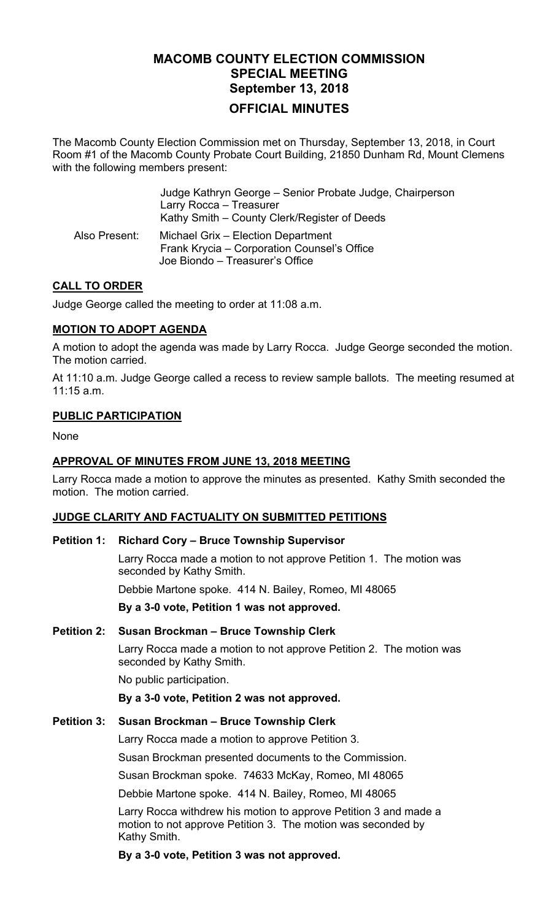# MACOMB COUNTY ELECTION COMMISSION
## SPECIAL MEETING
## September 13, 2018
## OFFICIAL MINUTES

The Macomb County Election Commission met on Thursday, September 13, 2018, in Court Room #1 of the Macomb County Probate Court Building, 21850 Dunham Rd, Mount Clemens with the following members present:

Judge Kathryn George – Senior Probate Judge, Chairperson
Larry Rocca – Treasurer
Kathy Smith – County Clerk/Register of Deeds

Also Present:
Michael Grix – Election Department
Frank Krycia – Corporation Counsel's Office
Joe Biondo – Treasurer's Office

### CALL TO ORDER

Judge George called the meeting to order at 11:08 a.m.

### MOTION TO ADOPT AGENDA

A motion to adopt the agenda was made by Larry Rocca. Judge George seconded the motion. The motion carried.

At 11:10 a.m. Judge George called a recess to review sample ballots. The meeting resumed at 11:15 a.m.

### PUBLIC PARTICIPATION

None

### APPROVAL OF MINUTES FROM JUNE 13, 2018 MEETING

Larry Rocca made a motion to approve the minutes as presented. Kathy Smith seconded the motion. The motion carried.

### JUDGE CLARITY AND FACTUALITY ON SUBMITTED PETITIONS

**Petition 1: Richard Cory – Bruce Township Supervisor**

Larry Rocca made a motion to not approve Petition 1. The motion was seconded by Kathy Smith.

Debbie Martone spoke. 414 N. Bailey, Romeo, MI 48065

**By a 3-0 vote, Petition 1 was not approved.**

**Petition 2: Susan Brockman – Bruce Township Clerk**

Larry Rocca made a motion to not approve Petition 2. The motion was seconded by Kathy Smith.

No public participation.

**By a 3-0 vote, Petition 2 was not approved.**

**Petition 3: Susan Brockman – Bruce Township Clerk**

Larry Rocca made a motion to approve Petition 3.

Susan Brockman presented documents to the Commission.

Susan Brockman spoke. 74633 McKay, Romeo, MI 48065

Debbie Martone spoke. 414 N. Bailey, Romeo, MI 48065

Larry Rocca withdrew his motion to approve Petition 3 and made a motion to not approve Petition 3. The motion was seconded by Kathy Smith.

**By a 3-0 vote, Petition 3 was not approved.**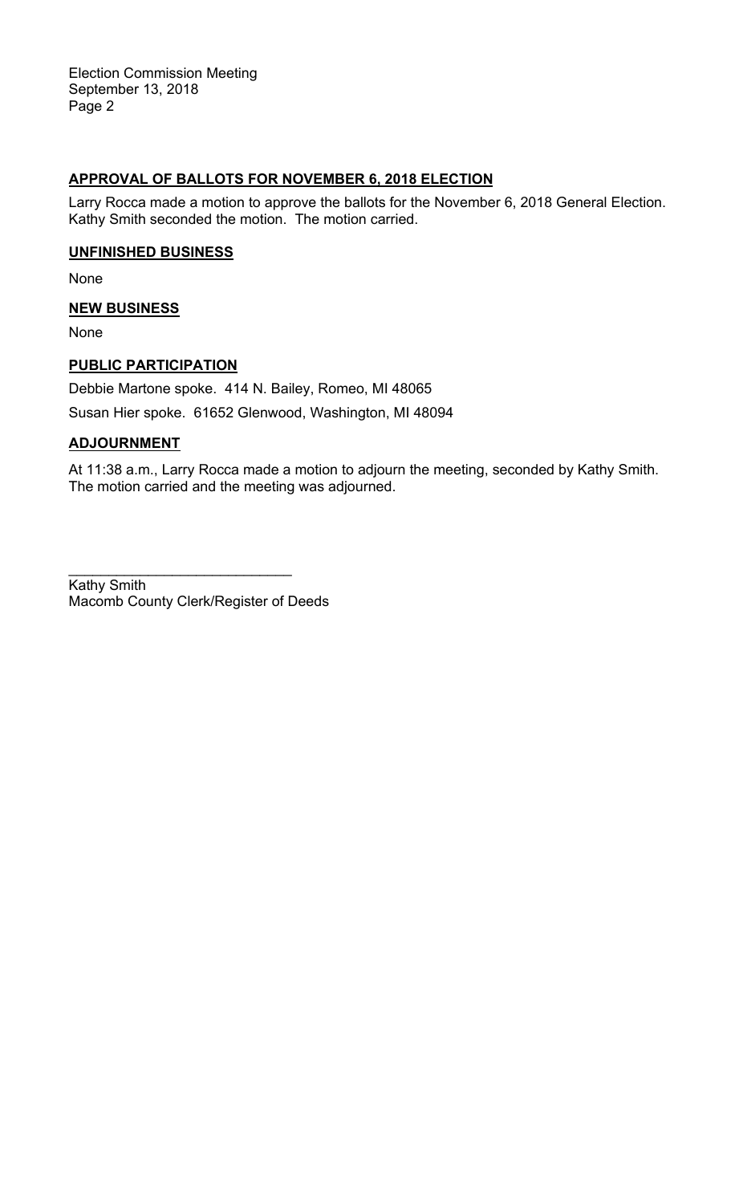## APPROVAL OF BALLOTS FOR NOVEMBER 6, 2018 ELECTION

Larry Rocca made a motion to approve the ballots for the November 6, 2018 General Election. Kathy Smith seconded the motion. The motion carried.

## UNFINISHED BUSINESS

None

## NEW BUSINESS

None

## PUBLIC PARTICIPATION

Debbie Martone spoke. 414 N. Bailey, Romeo, MI 48065

Susan Hier spoke. 61652 Glenwood, Washington, MI 48094

## ADJOURNMENT

At 11:38 a.m., Larry Rocca made a motion to adjourn the meeting, seconded by Kathy Smith. The motion carried and the meeting was adjourned.

____________________________

Kathy Smith
Macomb County Clerk/Register of Deeds